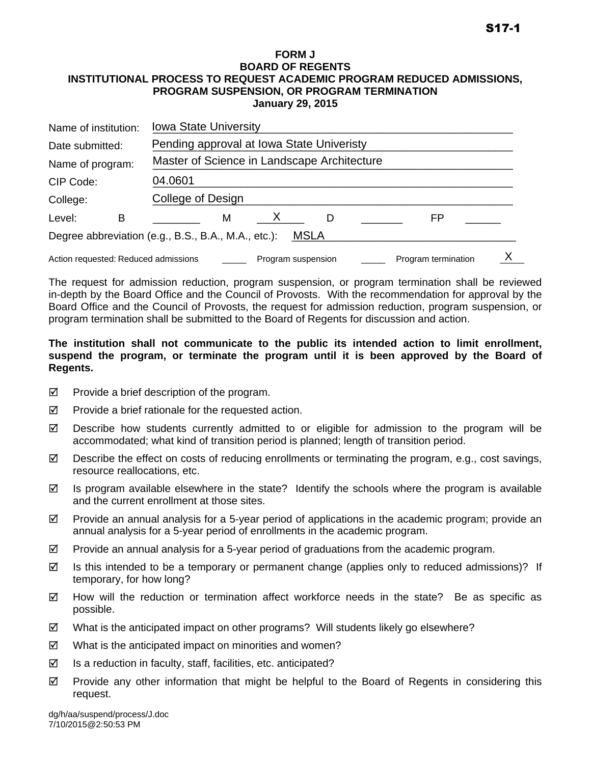**S17-1**

**FORM J**
**BOARD OF REGENTS**
**INSTITUTIONAL PROCESS TO REQUEST ACADEMIC PROGRAM REDUCED ADMISSIONS, PROGRAM SUSPENSION, OR PROGRAM TERMINATION**
**January 29, 2015**

Name of institution: Iowa State University

Date submitted: Pending approval at Iowa State Univeristy

Name of program: Master of Science in Landscape Architecture

CIP Code: 04.0601

College: College of Design

Level: B ________ M X D ________ FP ________

Degree abbreviation (e.g., B.S., B.A., M.A., etc.): MSLA

Action requested: Reduced admissions _____ Program suspension _____ Program termination X

The request for admission reduction, program suspension, or program termination shall be reviewed in-depth by the Board Office and the Council of Provosts. With the recommendation for approval by the Board Office and the Council of Provosts, the request for admission reduction, program suspension, or program termination shall be submitted to the Board of Regents for discussion and action.

**The institution shall not communicate to the public its intended action to limit enrollment, suspend the program, or terminate the program until it is been approved by the Board of Regents.**

- ☑ Provide a brief description of the program.
- ☑ Provide a brief rationale for the requested action.
- ☑ Describe how students currently admitted to or eligible for admission to the program will be accommodated; what kind of transition period is planned; length of transition period.
- ☑ Describe the effect on costs of reducing enrollments or terminating the program, e.g., cost savings, resource reallocations, etc.
- ☑ Is program available elsewhere in the state? Identify the schools where the program is available and the current enrollment at those sites.
- ☑ Provide an annual analysis for a 5-year period of applications in the academic program; provide an annual analysis for a 5-year period of enrollments in the academic program.
- ☑ Provide an annual analysis for a 5-year period of graduations from the academic program.
- ☑ Is this intended to be a temporary or permanent change (applies only to reduced admissions)? If temporary, for how long?
- ☑ How will the reduction or termination affect workforce needs in the state? Be as specific as possible.
- ☑ What is the anticipated impact on other programs? Will students likely go elsewhere?
- ☑ What is the anticipated impact on minorities and women?
- ☑ Is a reduction in faculty, staff, facilities, etc. anticipated?
- ☑ Provide any other information that might be helpful to the Board of Regents in considering this request.

dg/h/aa/suspend/process/J.doc
7/10/2015@2:50:53 PM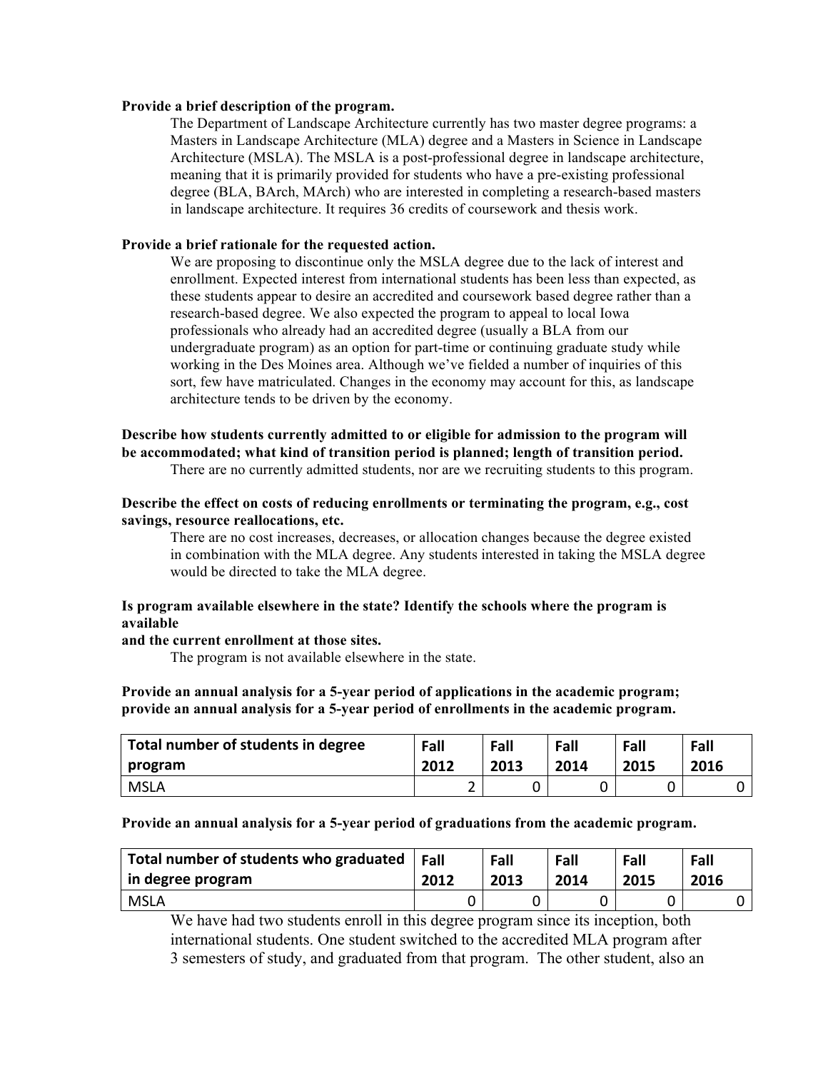**Provide a brief description of the program.**

The Department of Landscape Architecture currently has two master degree programs: a Masters in Landscape Architecture (MLA) degree and a Masters in Science in Landscape Architecture (MSLA). The MSLA is a post-professional degree in landscape architecture, meaning that it is primarily provided for students who have a pre-existing professional degree (BLA, BArch, MArch) who are interested in completing a research-based masters in landscape architecture. It requires 36 credits of coursework and thesis work.

**Provide a brief rationale for the requested action.**

We are proposing to discontinue only the MSLA degree due to the lack of interest and enrollment. Expected interest from international students has been less than expected, as these students appear to desire an accredited and coursework based degree rather than a research-based degree. We also expected the program to appeal to local Iowa professionals who already had an accredited degree (usually a BLA from our undergraduate program) as an option for part-time or continuing graduate study while working in the Des Moines area. Although we've fielded a number of inquiries of this sort, few have matriculated. Changes in the economy may account for this, as landscape architecture tends to be driven by the economy.

**Describe how students currently admitted to or eligible for admission to the program will be accommodated; what kind of transition period is planned; length of transition period.**

There are no currently admitted students, nor are we recruiting students to this program.

**Describe the effect on costs of reducing enrollments or terminating the program, e.g., cost savings, resource reallocations, etc.**

There are no cost increases, decreases, or allocation changes because the degree existed in combination with the MLA degree. Any students interested in taking the MSLA degree would be directed to take the MLA degree.

**Is program available elsewhere in the state? Identify the schools where the program is available and the current enrollment at those sites.**

The program is not available elsewhere in the state.

**Provide an annual analysis for a 5-year period of applications in the academic program; provide an annual analysis for a 5-year period of enrollments in the academic program.**

| Total number of students in degree program | Fall 2012 | Fall 2013 | Fall 2014 | Fall 2015 | Fall 2016 |
|---|---|---|---|---|---|
| MSLA | 2 | 0 | 0 | 0 | 0 |

**Provide an annual analysis for a 5-year period of graduations from the academic program.**

| Total number of students who graduated in degree program | Fall 2012 | Fall 2013 | Fall 2014 | Fall 2015 | Fall 2016 |
|---|---|---|---|---|---|
| MSLA | 0 | 0 | 0 | 0 | 0 |

We have had two students enroll in this degree program since its inception, both international students. One student switched to the accredited MLA program after 3 semesters of study, and graduated from that program. The other student, also an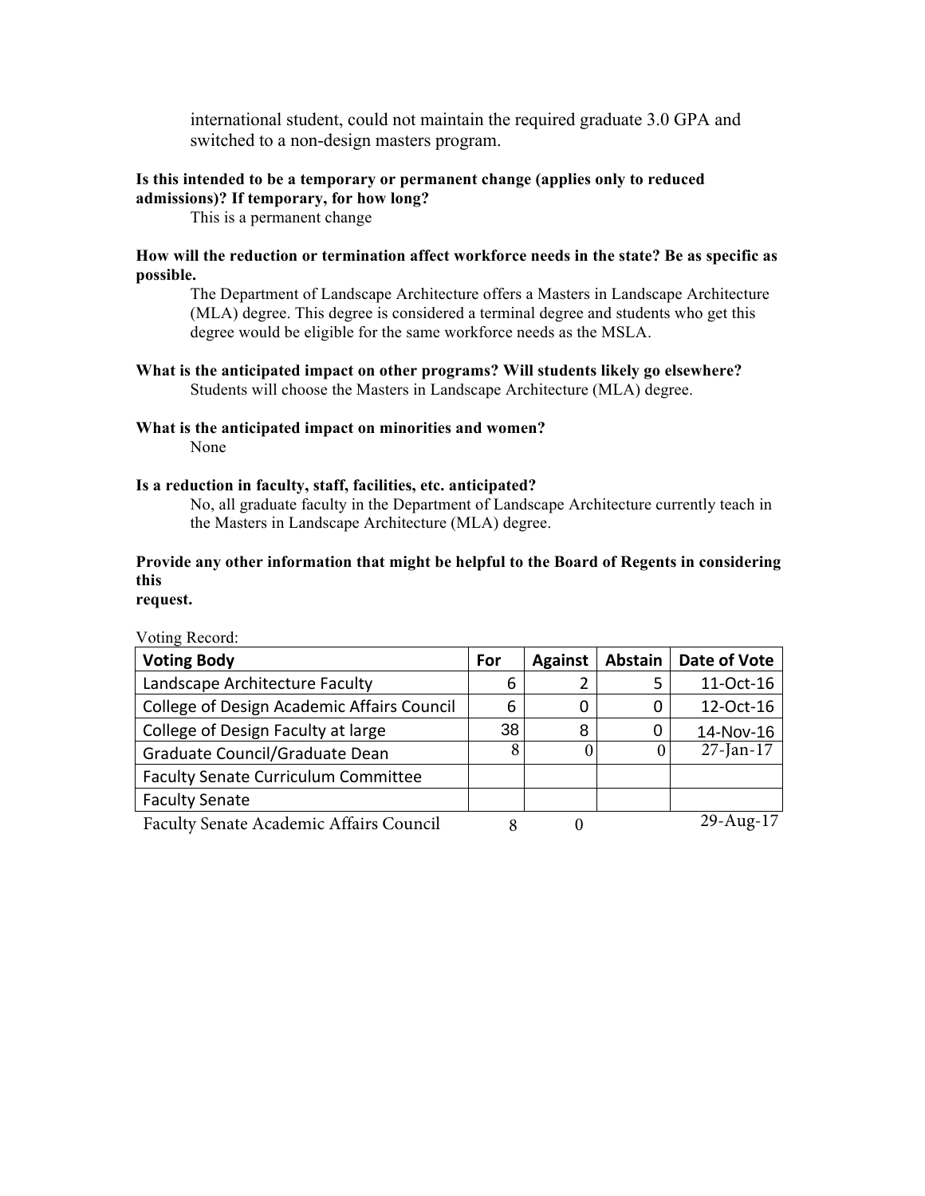international student, could not maintain the required graduate 3.0 GPA and switched to a non-design masters program.

**Is this intended to be a temporary or permanent change (applies only to reduced admissions)? If temporary, for how long?**

This is a permanent change

**How will the reduction or termination affect workforce needs in the state? Be as specific as possible.**

The Department of Landscape Architecture offers a Masters in Landscape Architecture (MLA) degree. This degree is considered a terminal degree and students who get this degree would be eligible for the same workforce needs as the MSLA.

**What is the anticipated impact on other programs? Will students likely go elsewhere?**

Students will choose the Masters in Landscape Architecture (MLA) degree.

**What is the anticipated impact on minorities and women?**

None

**Is a reduction in faculty, staff, facilities, etc. anticipated?**

No, all graduate faculty in the Department of Landscape Architecture currently teach in the Masters in Landscape Architecture (MLA) degree.

**Provide any other information that might be helpful to the Board of Regents in considering this request.**

Voting Record:

| Voting Body | For | Against | Abstain | Date of Vote |
|---|---|---|---|---|
| Landscape Architecture Faculty | 6 | 2 | 5 | 11-Oct-16 |
| College of Design Academic Affairs Council | 6 | 0 | 0 | 12-Oct-16 |
| College of Design Faculty at large | 38 | 8 | 0 | 14-Nov-16 |
| Graduate Council/Graduate Dean | 8 | 0 | 0 | 27-Jan-17 |
| Faculty Senate Curriculum Committee | | | | |
| Faculty Senate | | | | |
| Faculty Senate Academic Affairs Council | 8 | 0 | | 29-Aug-17 |